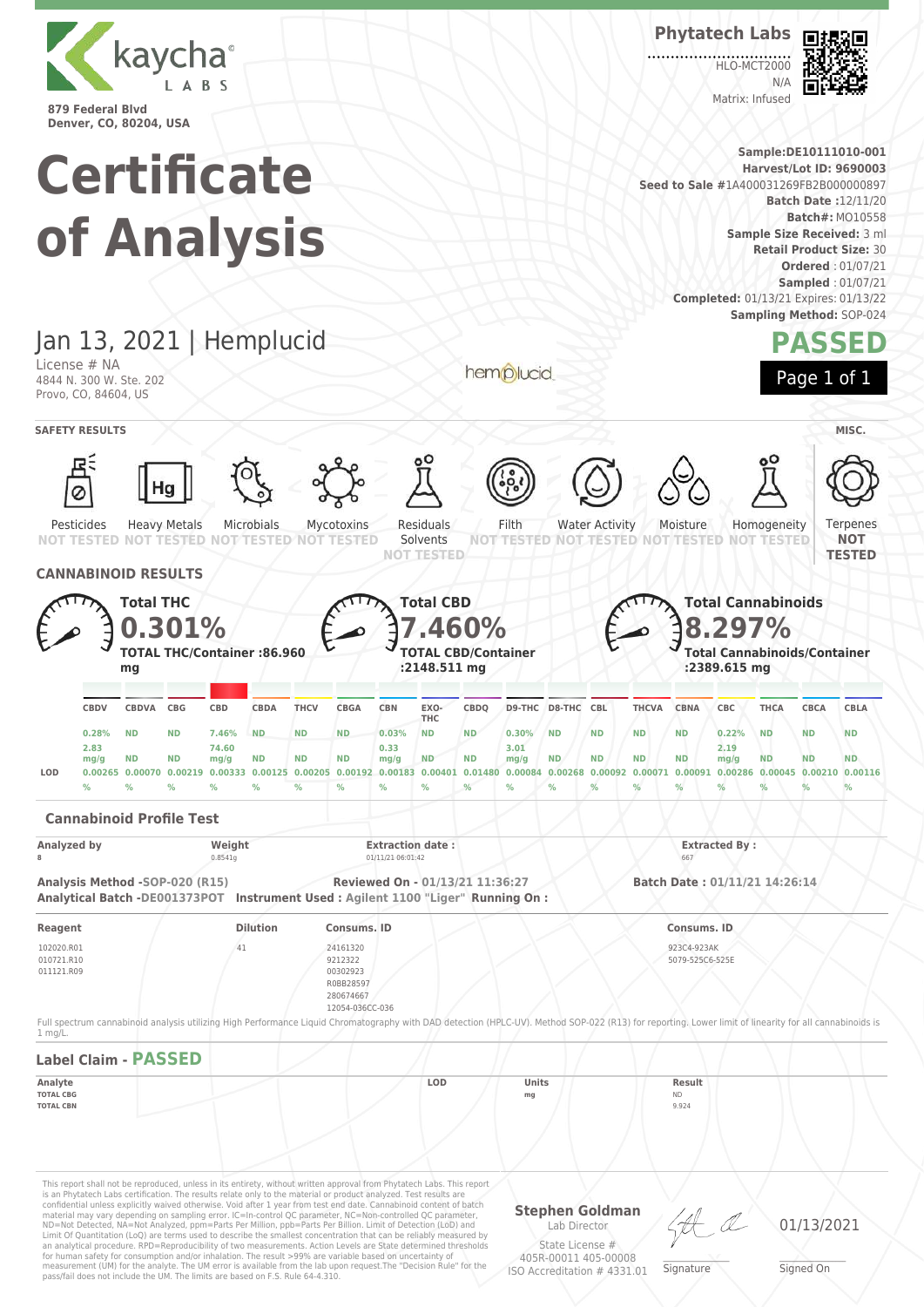kaycha LABS

879 Federal Blvd
Denver, CO, 80204, USA

**Phytatech Labs**

HLO-MCT2000
N/A
Matrix: Infused

# Certificate of Analysis

**Sample:**DE10111010-001
**Harvest/Lot ID:** 9690003
**Seed to Sale** #1A400031269FB2B000000897
**Batch Date :**12/11/20
**Batch#:** MO10558
**Sample Size Received:** 3 ml
**Retail Product Size:** 30
**Ordered** : 01/07/21
**Sampled** : 01/07/21
**Completed:** 01/13/21 Expires: 01/13/22
**Sampling Method:** SOP-024

## Jan 13, 2021 | Hemplucid

License # NA
4844 N. 300 W. Ste. 202
Provo, CO, 84604, US

hemplucid

**PASSED**

Page 1 of 1

### SAFETY RESULTS

| Pesticides | Heavy Metals | Microbials | Mycotoxins | Residuals Solvents | Filth | Water Activity | Moisture | Homogeneity | Terpenes (MISC.) |
|---|---|---|---|---|---|---|---|---|---|
| NOT TESTED | NOT TESTED | NOT TESTED | NOT TESTED | NOT TESTED | NOT TESTED | NOT TESTED | NOT TESTED | NOT TESTED | NOT TESTED |

### CANNABINOID RESULTS

**Total THC** **0.301%** TOTAL THC/Container :86.960 mg

**Total CBD** **7.460%** TOTAL CBD/Container :2148.511 mg

**Total Cannabinoids** **8.297%** Total Cannabinoids/Container :2389.615 mg

| | CBDV | CBDVA | CBG | CBD | CBDA | THCV | CBGA | CBN | EXO-THC | CBDQ | D9-THC | D8-THC | CBL | THCVA | CBNA | CBC | THCA | CBCA | CBLA |
|---|---|---|---|---|---|---|---|---|---|---|---|---|---|---|---|---|---|---|---|
| % | 0.28% | ND | ND | 7.46% | ND | ND | ND | 0.03% | ND | ND | 0.30% | ND | ND | ND | ND | 0.22% | ND | ND | ND |
| mg/g | 2.83 mg/g | ND | ND | 74.60 mg/g | ND | ND | ND | 0.33 mg/g | ND | ND | 3.01 mg/g | ND | ND | ND | ND | 2.19 mg/g | ND | ND | ND |
| LOD | 0.00265 % | 0.00070 % | 0.00219 % | 0.00333 % | 0.00125 % | 0.00205 % | 0.00192 % | 0.00183 % | 0.00401 % | 0.01480 % | 0.00084 % | 0.00268 % | 0.00092 % | 0.00071 % | 0.00091 % | 0.00286 % | 0.00045 % | 0.00210 % | 0.00116 % |

### Cannabinoid Profile Test

| Analyzed by | Weight | Extraction date : | Extracted By : |
|---|---|---|---|
| 8 | 0.8541g | 01/11/21 06:01:42 | 667 |

**Analysis Method -SOP-020 (R15)** **Reviewed On - 01/13/21 11:36:27** **Batch Date : 01/11/21 14:26:14**
**Analytical Batch -DE001373POT** **Instrument Used : Agilent 1100 "Liger"** **Running On :**

| Reagent | Dilution | Consums. ID | Consums. ID |
|---|---|---|---|
| 102020.R01<br>010721.R10<br>011121.R09 | 41 | 24161320<br>9212322<br>00302923<br>R0BB28597<br>280674667<br>12054-036CC-036 | 923C4-923AK<br>5079-525C6-525E |

Full spectrum cannabinoid analysis utilizing High Performance Liquid Chromatography with DAD detection (HPLC-UV). Method SOP-022 (R13) for reporting. Lower limit of linearity for all cannabinoids is 1 mg/L.

### Label Claim - PASSED

| Analyte | LOD | Units | Result |
|---|---|---|---|
| TOTAL CBG | | mg | ND |
| TOTAL CBN | | | 9.924 |

This report shall not be reproduced, unless in its entirety, without written approval from Phytatech Labs. This report is an Phytatech Labs certification. The results relate only to the material or product analyzed. Test results are confidential unless explicitly waived otherwise. Void after 1 year from test end date. Cannabinoid content of batch material may vary depending on sampling error. IC=In-control QC parameter, NC=Non-controlled QC parameter, ND=Not Detected, NA=Not Analyzed, ppm=Parts Per Million, ppb=Parts Per Billion. Limit of Detection (LoD) and Limit Of Quantitation (LoQ) are terms used to describe the smallest concentration that can be reliably measured by an analytical procedure. RPD=Reproducibility difference of two measurements. Action Levels are State determined thresholds for human safety for consumption and/or inhalation. The result >99% are variable based on uncertainty of measurement (UM) for the analyte. The UM error is available from the lab upon request.The "Decision Rule" for the pass/fail does not include the UM. The limits are based on F.S. Rule 64-4.310.

**Stephen Goldman**
Lab Director
State License # 405R-00011 405-00008
ISO Accreditation # 4331.01

Signature

01/13/2021
Signed On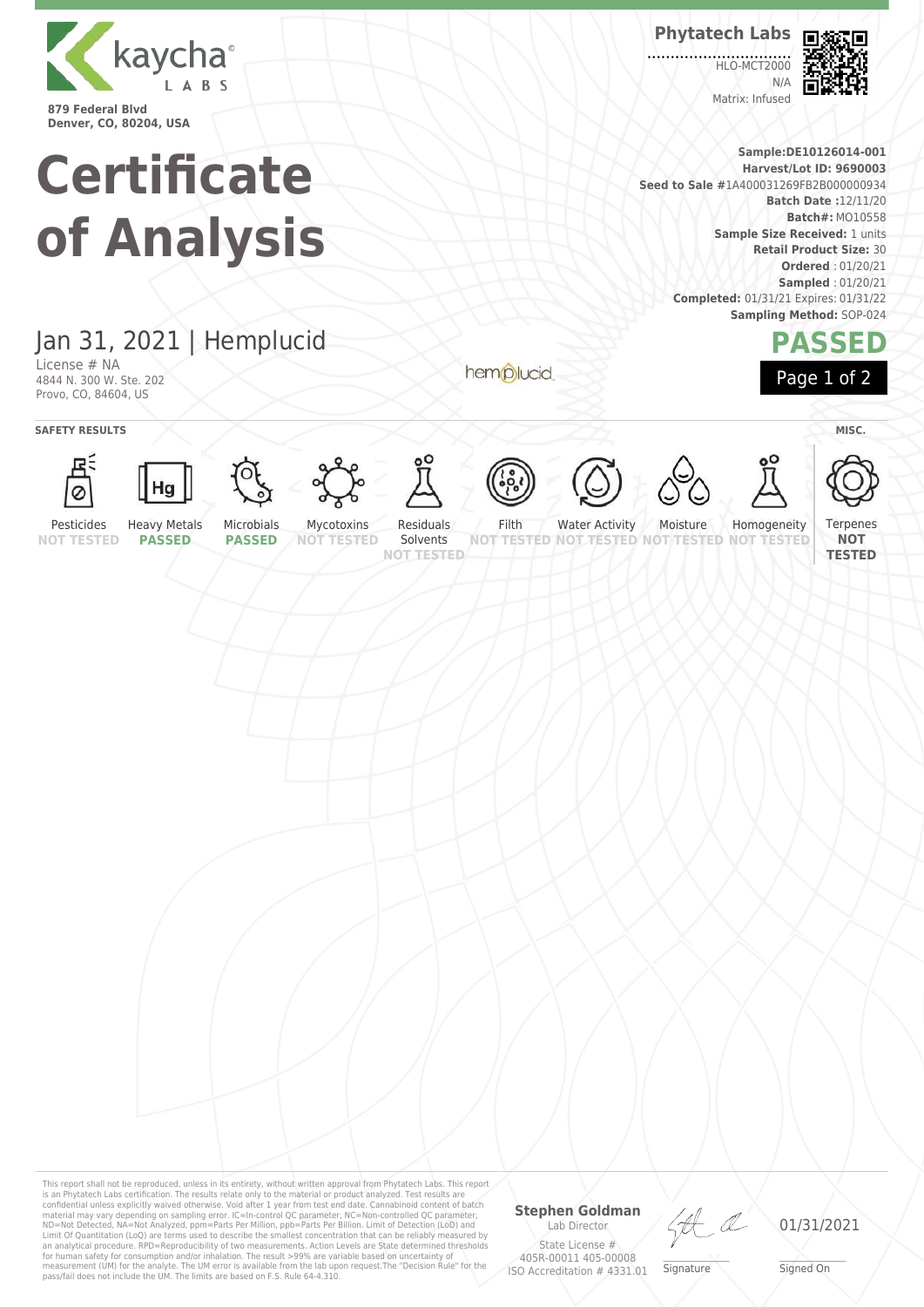**kaycha LABS**

879 Federal Blvd
Denver, CO, 80204, USA

**Phytatech Labs**

HLO-MCT2000
N/A
Matrix: Infused

# Certificate of Analysis

**Sample:** DE10126014-001
**Harvest/Lot ID:** 9690003
**Seed to Sale** #1A400031269FB2B000000934
**Batch Date:** 12/11/20
**Batch#:** MO10558
**Sample Size Received:** 1 units
**Retail Product Size:** 30
**Ordered:** 01/20/21
**Sampled:** 01/20/21
**Completed:** 01/31/21 Expires: 01/31/22
**Sampling Method:** SOP-024

## Jan 31, 2021 | Hemplucid

License # NA
4844 N. 300 W. Ste. 202
Provo, CO, 84604, US

hemplucid

**PASSED**

### SAFETY RESULTS

| Pesticides | Heavy Metals | Microbials | Mycotoxins | Residuals Solvents | Filth | Water Activity | Moisture | Homogeneity |
|---|---|---|---|---|---|---|---|---|
| NOT TESTED | PASSED | PASSED | NOT TESTED | NOT TESTED | NOT TESTED | NOT TESTED | NOT TESTED | NOT TESTED |

### MISC.

| Terpenes |
|---|
| NOT TESTED |

This report shall not be reproduced, unless in its entirety, without written approval from Phytatech Labs. This report is an Phytatech Labs certification. The results relate only to the material or product analyzed. Test results are confidential unless explicitly waived otherwise. Void after 1 year from test end date. Cannabinoid content of batch material may vary depending on sampling error. IC=In-control QC parameter, NC=Non-controlled QC parameter, ND=Not Detected, NA=Not Analyzed, ppm=Parts Per Million, ppb=Parts Per Billion. Limit of Detection (LoD) and Limit Of Quantitation (LoQ) are terms used to describe the smallest concentration that can be reliably measured by an analytical procedure. RPD=Reproducibility of two measurements. Action Levels are State determined thresholds for human safety for consumption and/or inhalation. The result >99% are variable based on uncertainty of measurement (UM) for the analyte. The UM error is available from the lab upon request.The "Decision Rule" for the pass/fail does not include the UM. The limits are based on F.S. Rule 64-4.310.

**Stephen Goldman**
Lab Director
State License #
405R-00011 405-00008
ISO Accreditation # 4331.01

Signature

01/31/2021
Signed On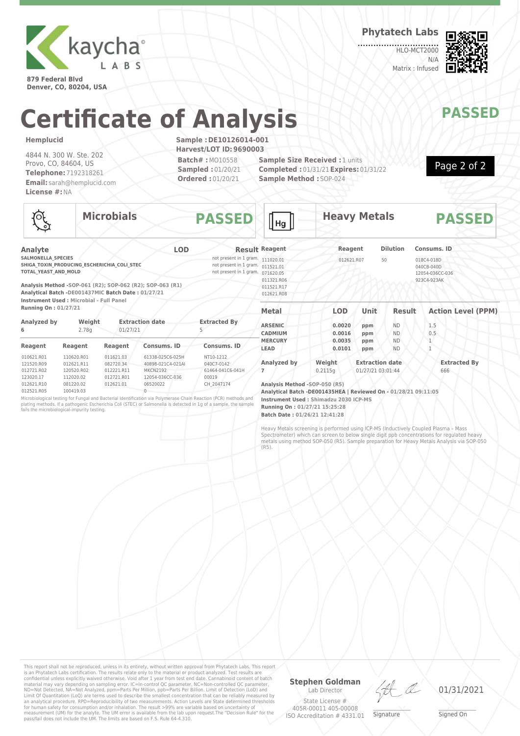kaycha LABS

879 Federal Blvd
Denver, CO, 80204, USA

**Phytatech Labs**

HLO-MCT2000
N/A
Matrix : Infused

# Certificate of Analysis

**PASSED**

**Hemplucid**

4844 N. 300 W. Ste. 202
Provo, CO, 84604, US
**Telephone:** 7192318261
**Email:** sarah@hemplucid.com
**License #:** NA

**Sample : DE10126014-001**
**Harvest/LOT ID: 9690003**
**Batch# :** MO10558
**Sampled :** 01/20/21
**Ordered :** 01/20/21

**Sample Size Received :** 1 units
**Completed :** 01/31/21 **Expires:** 01/31/22
**Sample Method :** SOP-024

## Microbials — PASSED

| Analyte | LOD | Result |
|---|---|---|
| SALMONELLA_SPECIES | | not present in 1 gram. |
| SHIGA_TOXIN_PRODUCING_ESCHERICHIA_COLI_STEC | | not present in 1 gram. |
| TOTAL_YEAST_AND_MOLD | | not present in 1 gram. |

**Analysis Method -SOP-061 (R2); SOP-062 (R2); SOP-063 (R1)**
**Analytical Batch -DE001437MIC Batch Date : 01/27/21**
**Instrument Used : Microbial - Full Panel**
**Running On : 01/27/21**

| Analyzed by | Weight | Extraction date | Extracted By |
|---|---|---|---|
| 6 | 2.78g | 01/27/21 | 5 |

| Reagent | Reagent | Reagent | Consums. ID | Consums. ID |
|---|---|---|---|---|
| 010621.R01 | 110620.R01 | 011621.03 | 61338-025C6-025H | NT10-1212 |
| 121520.R09 | 012621.R11 | 082720.34 | 40898-021C4-021AI | 040C7-0142 |
| 012721.R02 | 120520.R02 | 012221.R11 | MKCN2192 | 61464-041C6-041H |
| 123020.17 | 112020.02 | 012721.R01 | 12054-036CC-036 | 00019 |
| 012621.R10 | 081220.02 | 012621.01 | 06520022 | CH_2047174 |
| 012521.R05 | 100419.03 | | 0 | |

Microbiological testing for Fungal and Bacterial Identification via Polymerase Chain Reaction (PCR) methods and plating methods. If a pathogenic Escherichia Coli (STEC) or Salmonella is detected in 1g of a sample, the sample fails the microbiological-impurity testing.

## Heavy Metals — PASSED

| Reagent | Reagent | Dilution | Consums. ID |
|---|---|---|---|
| 111020.01 | 012621.R07 | 50 | 018C4-018D |
| 011521.01 | | | 040CB-040D |
| 071620.05 | | | 12054-036CC-036 |
| 011321.R06 | | | 923C4-923AK |
| 011521.R17 | | | |
| 012621.R08 | | | |

| Metal | LOD | Unit | Result | Action Level (PPM) |
|---|---|---|---|---|
| ARSENIC | 0.0020 | ppm | ND | 1.5 |
| CADMIUM | 0.0016 | ppm | ND | 0.5 |
| MERCURY | 0.0035 | ppm | ND | 1 |
| LEAD | 0.0101 | ppm | ND | 1 |

| Analyzed by | Weight | Extraction date | Extracted By |
|---|---|---|---|
| 7 | 0.2115g | 01/27/21 03:01:44 | 666 |

**Analysis Method -SOP-050 (R5)**
**Analytical Batch -DE001435HEA | Reviewed On - 01/28/21 09:11:05**
**Instrument Used : Shimadzu 2030 ICP-MS**
**Running On : 01/27/21 15:25:28**
**Batch Date : 01/26/21 12:41:28**

Heavy Metals screening is performed using ICP-MS (Inductively Coupled Plasma - Mass Spectrometer) which can screen to below single digit ppb concentrations for regulated heavy metals using method SOP-050 (R5). Sample preparation for Heavy Metals Analysis via SOP-050 (R5).

This report shall not be reproduced, unless in its entirety, without written approval from Phytatech Labs. This report is an Phytatech Labs certification. The results relate only to the material or product analyzed. Test results are confidential unless explicitly waived otherwise. Void after 1 year from test end date. Cannabinoid content of batch material may vary depending on sampling error. IC=In-control QC parameter, NC=Non-controlled QC parameter, ND=Not Detected, NA=Not Analyzed, ppm=Parts Per Million, ppb=Parts Per Billion. Limit of Detection (LoD) and Limit Of Quantitation (LoQ) are terms used to describe the smallest concentration that can be reliably measured by an analytical procedure. RPD=Reproducibility of two measurements. Action Levels are State determined thresholds for human safety for consumption and/or inhalation. The result >99% are variable based on uncertainty of measurement (UM) for the analyte. The UM error is available from the lab upon request.The "Decision Rule" for the pass/fail does not include the UM. The limits are based on F.S. Rule 64-4.310.

**Stephen Goldman**
Lab Director
State License #
405R-00011 405-00008
ISO Accreditation # 4331.01

Signature

01/31/2021
Signed On